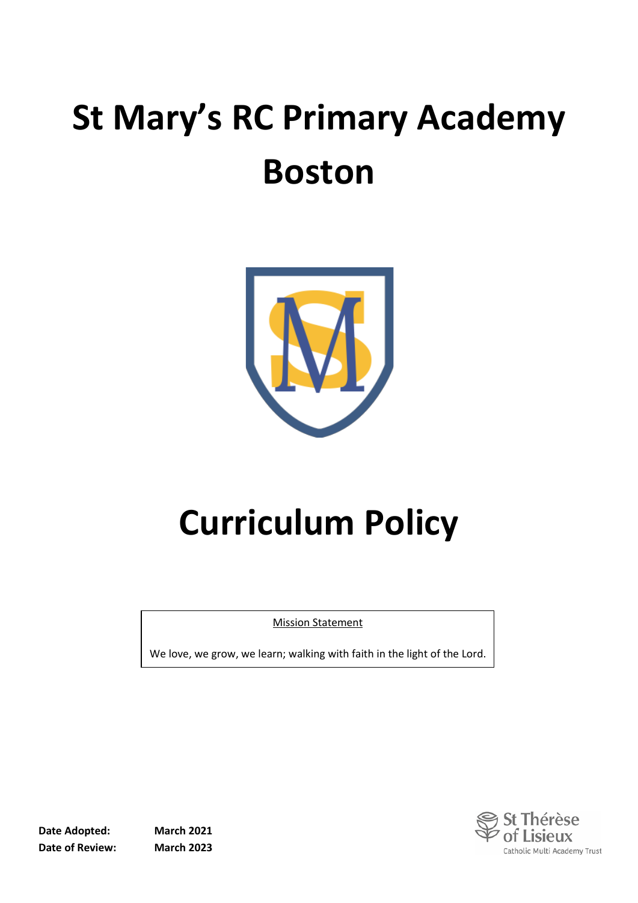# St Mary's RC Primary Academy Boston

# Curriculum Policy

| Mission Statement |
| --- |
| We love, we grow, we learn; walking with faith in the light of the Lord. |

**Date Adopted:** **March 2021**
**Date of Review:** **March 2023**

St Thérèse of Lisieux
Catholic Multi Academy Trust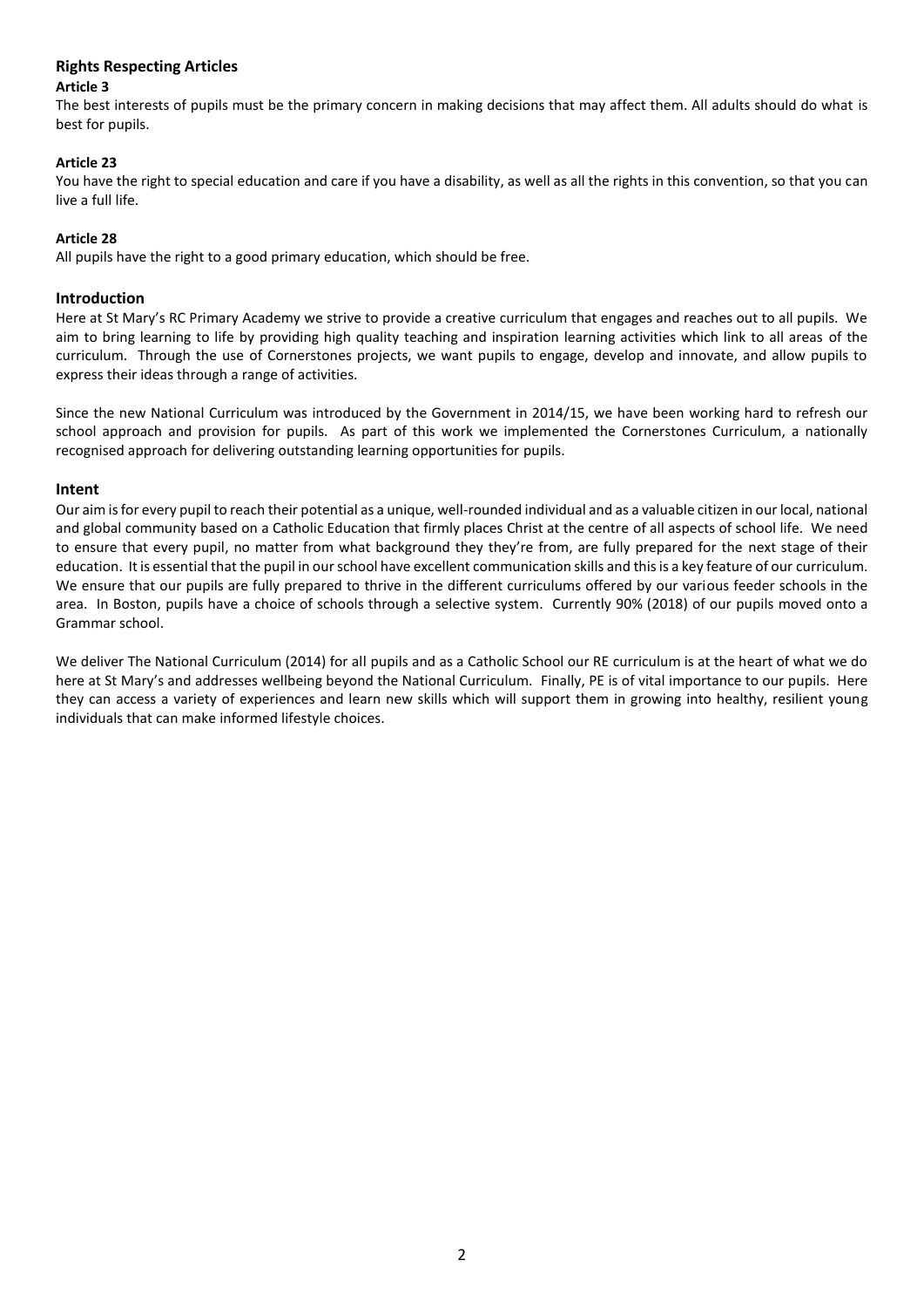## Rights Respecting Articles

**Article 3**

The best interests of pupils must be the primary concern in making decisions that may affect them. All adults should do what is best for pupils.

**Article 23**

You have the right to special education and care if you have a disability, as well as all the rights in this convention, so that you can live a full life.

**Article 28**

All pupils have the right to a good primary education, which should be free.

## Introduction

Here at St Mary's RC Primary Academy we strive to provide a creative curriculum that engages and reaches out to all pupils. We aim to bring learning to life by providing high quality teaching and inspiration learning activities which link to all areas of the curriculum. Through the use of Cornerstones projects, we want pupils to engage, develop and innovate, and allow pupils to express their ideas through a range of activities.

Since the new National Curriculum was introduced by the Government in 2014/15, we have been working hard to refresh our school approach and provision for pupils. As part of this work we implemented the Cornerstones Curriculum, a nationally recognised approach for delivering outstanding learning opportunities for pupils.

## Intent

Our aim is for every pupil to reach their potential as a unique, well-rounded individual and as a valuable citizen in our local, national and global community based on a Catholic Education that firmly places Christ at the centre of all aspects of school life. We need to ensure that every pupil, no matter from what background they they're from, are fully prepared for the next stage of their education. It is essential that the pupil in our school have excellent communication skills and this is a key feature of our curriculum. We ensure that our pupils are fully prepared to thrive in the different curriculums offered by our various feeder schools in the area. In Boston, pupils have a choice of schools through a selective system. Currently 90% (2018) of our pupils moved onto a Grammar school.

We deliver The National Curriculum (2014) for all pupils and as a Catholic School our RE curriculum is at the heart of what we do here at St Mary's and addresses wellbeing beyond the National Curriculum. Finally, PE is of vital importance to our pupils. Here they can access a variety of experiences and learn new skills which will support them in growing into healthy, resilient young individuals that can make informed lifestyle choices.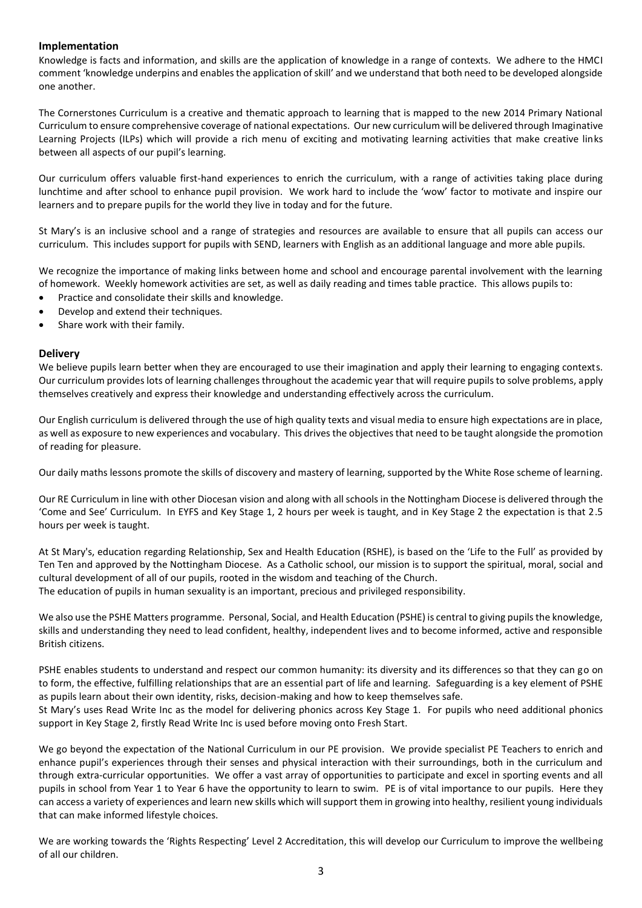## Implementation

Knowledge is facts and information, and skills are the application of knowledge in a range of contexts. We adhere to the HMCI comment 'knowledge underpins and enables the application of skill' and we understand that both need to be developed alongside one another.

The Cornerstones Curriculum is a creative and thematic approach to learning that is mapped to the new 2014 Primary National Curriculum to ensure comprehensive coverage of national expectations. Our new curriculum will be delivered through Imaginative Learning Projects (ILPs) which will provide a rich menu of exciting and motivating learning activities that make creative links between all aspects of our pupil's learning.

Our curriculum offers valuable first-hand experiences to enrich the curriculum, with a range of activities taking place during lunchtime and after school to enhance pupil provision. We work hard to include the 'wow' factor to motivate and inspire our learners and to prepare pupils for the world they live in today and for the future.

St Mary's is an inclusive school and a range of strategies and resources are available to ensure that all pupils can access our curriculum. This includes support for pupils with SEND, learners with English as an additional language and more able pupils.

We recognize the importance of making links between home and school and encourage parental involvement with the learning of homework. Weekly homework activities are set, as well as daily reading and times table practice. This allows pupils to:

- Practice and consolidate their skills and knowledge.
- Develop and extend their techniques.
- Share work with their family.

## Delivery

We believe pupils learn better when they are encouraged to use their imagination and apply their learning to engaging contexts. Our curriculum provides lots of learning challenges throughout the academic year that will require pupils to solve problems, apply themselves creatively and express their knowledge and understanding effectively across the curriculum.

Our English curriculum is delivered through the use of high quality texts and visual media to ensure high expectations are in place, as well as exposure to new experiences and vocabulary. This drives the objectives that need to be taught alongside the promotion of reading for pleasure.

Our daily maths lessons promote the skills of discovery and mastery of learning, supported by the White Rose scheme of learning.

Our RE Curriculum in line with other Diocesan vision and along with all schools in the Nottingham Diocese is delivered through the 'Come and See' Curriculum. In EYFS and Key Stage 1, 2 hours per week is taught, and in Key Stage 2 the expectation is that 2.5 hours per week is taught.

At St Mary's, education regarding Relationship, Sex and Health Education (RSHE), is based on the 'Life to the Full' as provided by Ten Ten and approved by the Nottingham Diocese. As a Catholic school, our mission is to support the spiritual, moral, social and cultural development of all of our pupils, rooted in the wisdom and teaching of the Church.
The education of pupils in human sexuality is an important, precious and privileged responsibility.

We also use the PSHE Matters programme. Personal, Social, and Health Education (PSHE) is central to giving pupils the knowledge, skills and understanding they need to lead confident, healthy, independent lives and to become informed, active and responsible British citizens.

PSHE enables students to understand and respect our common humanity: its diversity and its differences so that they can go on to form, the effective, fulfilling relationships that are an essential part of life and learning. Safeguarding is a key element of PSHE as pupils learn about their own identity, risks, decision-making and how to keep themselves safe.
St Mary's uses Read Write Inc as the model for delivering phonics across Key Stage 1. For pupils who need additional phonics support in Key Stage 2, firstly Read Write Inc is used before moving onto Fresh Start.

We go beyond the expectation of the National Curriculum in our PE provision. We provide specialist PE Teachers to enrich and enhance pupil's experiences through their senses and physical interaction with their surroundings, both in the curriculum and through extra-curricular opportunities. We offer a vast array of opportunities to participate and excel in sporting events and all pupils in school from Year 1 to Year 6 have the opportunity to learn to swim. PE is of vital importance to our pupils. Here they can access a variety of experiences and learn new skills which will support them in growing into healthy, resilient young individuals that can make informed lifestyle choices.

We are working towards the 'Rights Respecting' Level 2 Accreditation, this will develop our Curriculum to improve the wellbeing of all our children.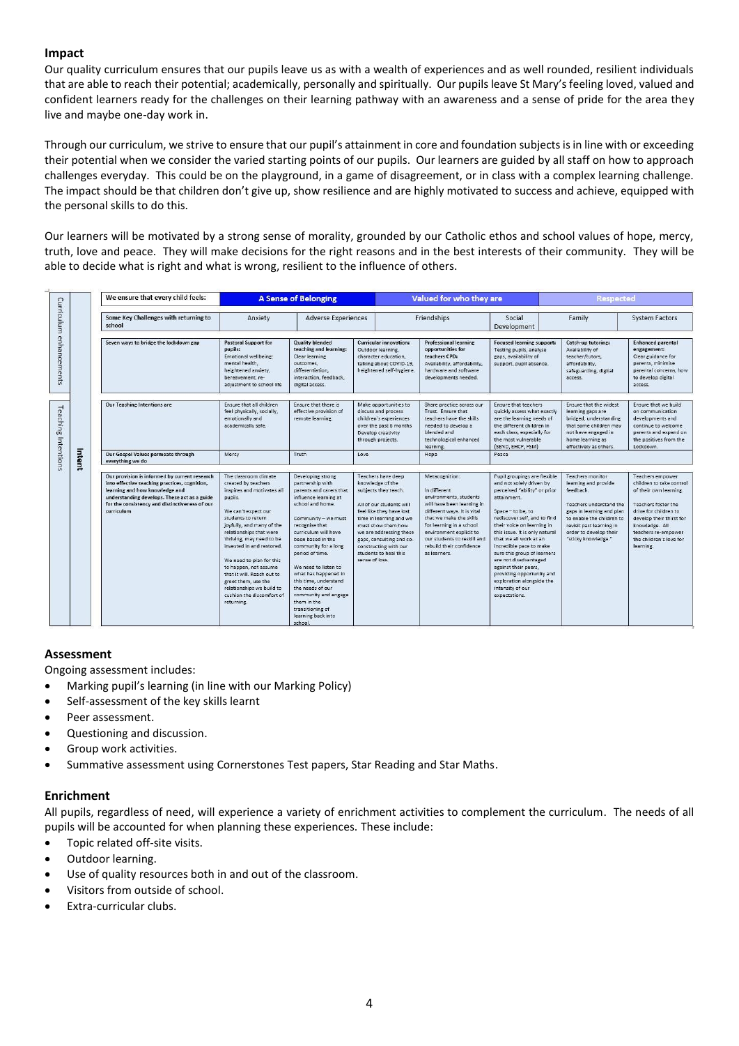## Impact

Our quality curriculum ensures that our pupils leave us as with a wealth of experiences and as well rounded, resilient individuals that are able to reach their potential; academically, personally and spiritually. Our pupils leave St Mary's feeling loved, valued and confident learners ready for the challenges on their learning pathway with an awareness and a sense of pride for the area they live and maybe one-day work in.

Through our curriculum, we strive to ensure that our pupil's attainment in core and foundation subjects is in line with or exceeding their potential when we consider the varied starting points of our pupils. Our learners are guided by all staff on how to approach challenges everyday. This could be on the playground, in a game of disagreement, or in class with a complex learning challenge. The impact should be that children don't give up, show resilience and are highly motivated to success and achieve, equipped with the personal skills to do this.

Our learners will be motivated by a strong sense of morality, grounded by our Catholic ethos and school values of hope, mercy, truth, love and peace. They will make decisions for the right reasons and in the best interests of their community. They will be able to decide what is right and what is wrong, resilient to the influence of others.

| | | | | | | | | |
|---|---|---|---|---|---|---|---|---|
| **Intent** | We ensure that every child feels: | A Sense of Belonging | | Valued for who they are | | | Respected | |
| | Some Key Challenges with returning to school | Anxiety | Adverse Experiences | Friendships | | Social Development | Family | System Factors |
| Curriculum enhancements | Seven ways to bridge the lockdown gap | **Pastoral Support for pupils:** Emotional wellbeing: mental health, heightened anxiety, bereavement, re-adjustment to school life | **Quality blended teaching and learning:** Clear learning outcomes, differentiation, interaction, feedback, digital access. | **Curricular innovation:** Outdoor learning, character education, talking about COVID-19, heightened self-hygiene. | **Professional learning opportunities for teachers CPD:** Availability, affordability, hardware and software developments needed. | **Focused learning supports:** Testing pupils, analyse gaps, availability of support, pupil absence. | **Catch-up tutoring:** Availability of teacher/tutors, affordability, safeguarding, digital access. | **Enhanced parental engagement:** Clear guidance for parents, minimise parental concerns, how to develop digital access. |
| Teaching Intentions | Our Teaching Intentions are | Ensure that all children feel physically, socially, emotionally and academically safe. | Ensure that there is effective provision of remote learning. | Make opportunities to discuss and process children's experiences over the past 6 months. Develop creativity through projects. | Share practice across our Trust. Ensure that teachers have the skills needed to develop a blended and technological enhanced learning. | Ensure that teachers quickly assess what exactly are the learning needs of the different children in each class, especially for the most vulnerable (SEND, EHCP, FSM) | Ensure that the widest learning gaps are bridged, understanding that some children may not have engaged in home learning as effectively as others. | Ensure that we build on communication developments and continue to welcome parents and expand on the positives from the Lockdown. |
| | Our Gospel Values permeate through everything we do | Mercy | Truth | Love | Hope | Peace | | |
| | Our provision is informed by current research into effective teaching practices, cognition, learning and how knowledge and understanding develops. These act as a guide for the consistency and distinctiveness of our curriculum | The classroom climate created by teachers inspires and motivates all pupils. We can't expect our students to return joyfully, and many of the relationships that were thriving, may need to be invested in and restored. We need to plan for this to happen, not assume that it will. Reach out to greet them, use the relationships we build to cushion the discomfort of returning. | Developing strong partnership with parents and carers that influence learning at school and home. Community – we must recognise that curriculum will have been based in the community for a long period of time. We need to listen to what has happened in this time, understand the needs of our community and engage them in the transitioning of learning back into school. | Teachers have deep knowledge of the subjects they teach. All of our students will feel like they have lost time in learning and we must show them how we are addressing these gaps, consulting and co-constructing with our students to heal this sense of loss. | Metacognition: In different environments, students will have been learning in different ways. It is vital that we make the skills for learning in a school environment explicit to our students to reskill and rebuild their confidence as learners. | Pupil groupings are flexible and not solely driven by perceived "ability" or prior attainment. Space – to be, to rediscover self, and to find their voice on learning in this issue. It is only natural that we all work at an incredible pace to make sure this group of learners are not disadvantaged against their peers, providing opportunity and exploration alongside the intensity of our expectations. | Teachers monitor learning and provide feedback. Teachers understand the gaps in learning and plan to enable the children to revisit past learning in order to develop their "sticky knowledge." | Teachers empower children to take control of their own learning. Teachers foster the drive for children to develop their thirst for knowledge. All teachers re-empower the children's love for learning. |

## Assessment

Ongoing assessment includes:

- Marking pupil's learning (in line with our Marking Policy)
- Self-assessment of the key skills learnt
- Peer assessment.
- Questioning and discussion.
- Group work activities.
- Summative assessment using Cornerstones Test papers, Star Reading and Star Maths.

## Enrichment

All pupils, regardless of need, will experience a variety of enrichment activities to complement the curriculum. The needs of all pupils will be accounted for when planning these experiences. These include:

- Topic related off-site visits.
- Outdoor learning.
- Use of quality resources both in and out of the classroom.
- Visitors from outside of school.
- Extra-curricular clubs.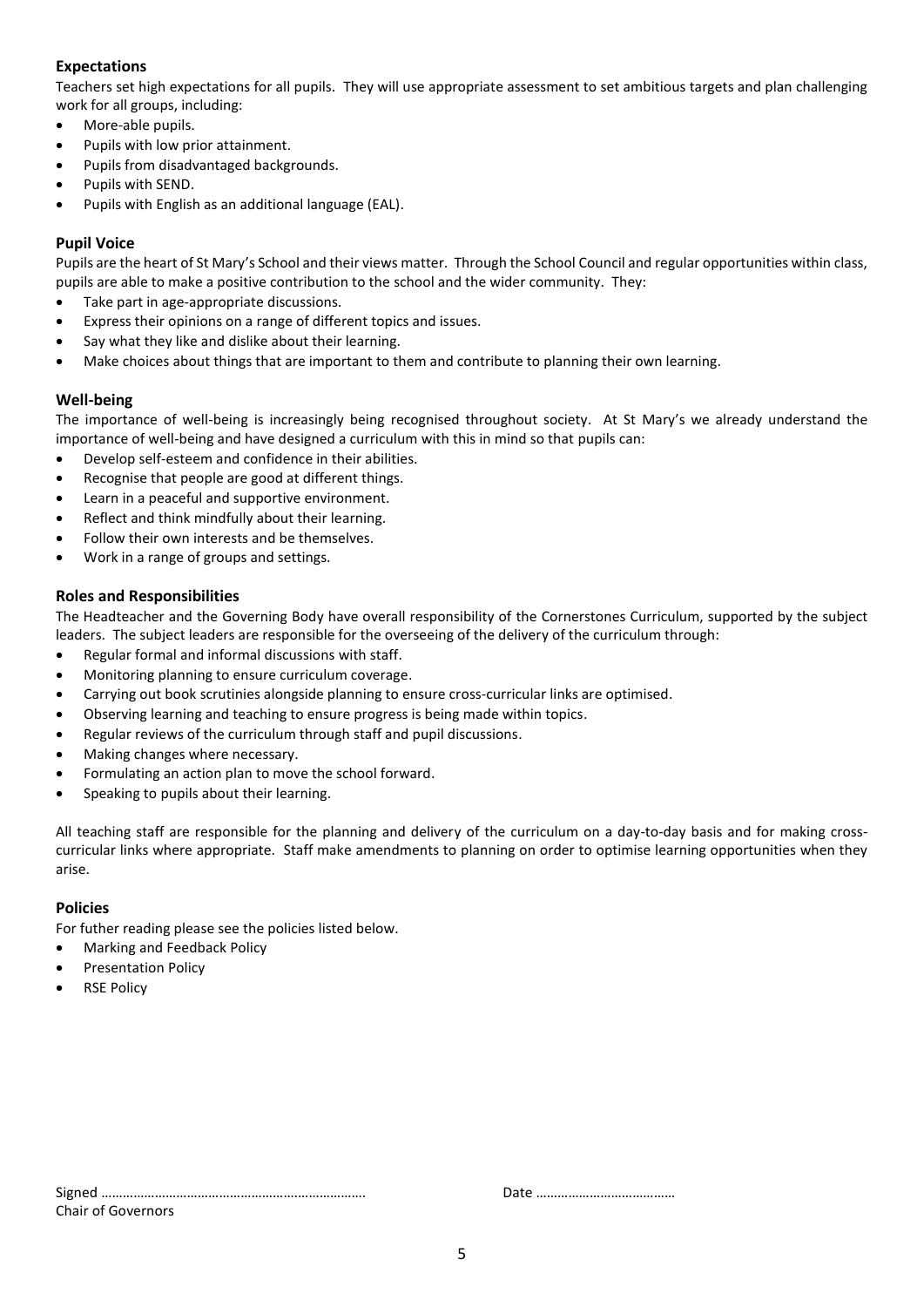### Expectations

Teachers set high expectations for all pupils. They will use appropriate assessment to set ambitious targets and plan challenging work for all groups, including:

- More-able pupils.
- Pupils with low prior attainment.
- Pupils from disadvantaged backgrounds.
- Pupils with SEND.
- Pupils with English as an additional language (EAL).

### Pupil Voice

Pupils are the heart of St Mary's School and their views matter. Through the School Council and regular opportunities within class, pupils are able to make a positive contribution to the school and the wider community. They:

- Take part in age-appropriate discussions.
- Express their opinions on a range of different topics and issues.
- Say what they like and dislike about their learning.
- Make choices about things that are important to them and contribute to planning their own learning.

### Well-being

The importance of well-being is increasingly being recognised throughout society. At St Mary's we already understand the importance of well-being and have designed a curriculum with this in mind so that pupils can:

- Develop self-esteem and confidence in their abilities.
- Recognise that people are good at different things.
- Learn in a peaceful and supportive environment.
- Reflect and think mindfully about their learning.
- Follow their own interests and be themselves.
- Work in a range of groups and settings.

### Roles and Responsibilities

The Headteacher and the Governing Body have overall responsibility of the Cornerstones Curriculum, supported by the subject leaders. The subject leaders are responsible for the overseeing of the delivery of the curriculum through:

- Regular formal and informal discussions with staff.
- Monitoring planning to ensure curriculum coverage.
- Carrying out book scrutinies alongside planning to ensure cross-curricular links are optimised.
- Observing learning and teaching to ensure progress is being made within topics.
- Regular reviews of the curriculum through staff and pupil discussions.
- Making changes where necessary.
- Formulating an action plan to move the school forward.
- Speaking to pupils about their learning.

All teaching staff are responsible for the planning and delivery of the curriculum on a day-to-day basis and for making cross-curricular links where appropriate. Staff make amendments to planning on order to optimise learning opportunities when they arise.

### Policies

For futher reading please see the policies listed below.

- Marking and Feedback Policy
- Presentation Policy
- RSE Policy

Signed ……………………………………………………………….          Date ………………………………… 
Chair of Governors